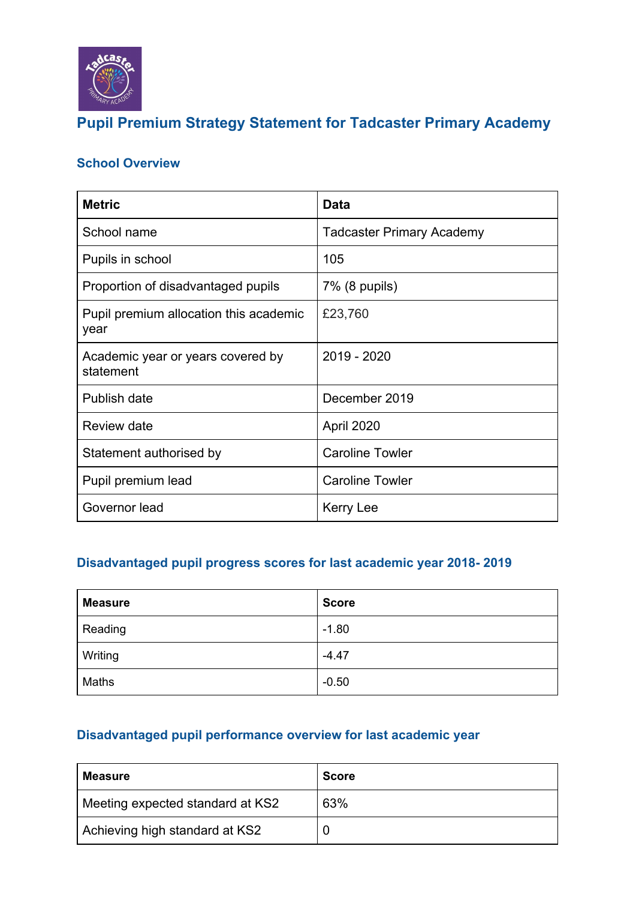# Pupil Premium Strategy Statement for Tadcaster Primary Academy

## School Overview

| Metric | Data |
|---|---|
| School name | Tadcaster Primary Academy |
| Pupils in school | 105 |
| Proportion of disadvantaged pupils | 7% (8 pupils) |
| Pupil premium allocation this academic year | £23,760 |
| Academic year or years covered by statement | 2019 - 2020 |
| Publish date | December 2019 |
| Review date | April 2020 |
| Statement authorised by | Caroline Towler |
| Pupil premium lead | Caroline Towler |
| Governor lead | Kerry Lee |

## Disadvantaged pupil progress scores for last academic year 2018- 2019

| Measure | Score |
|---|---|
| Reading | -1.80 |
| Writing | -4.47 |
| Maths | -0.50 |

## Disadvantaged pupil performance overview for last academic year

| Measure | Score |
|---|---|
| Meeting expected standard at KS2 | 63% |
| Achieving high standard at KS2 | 0 |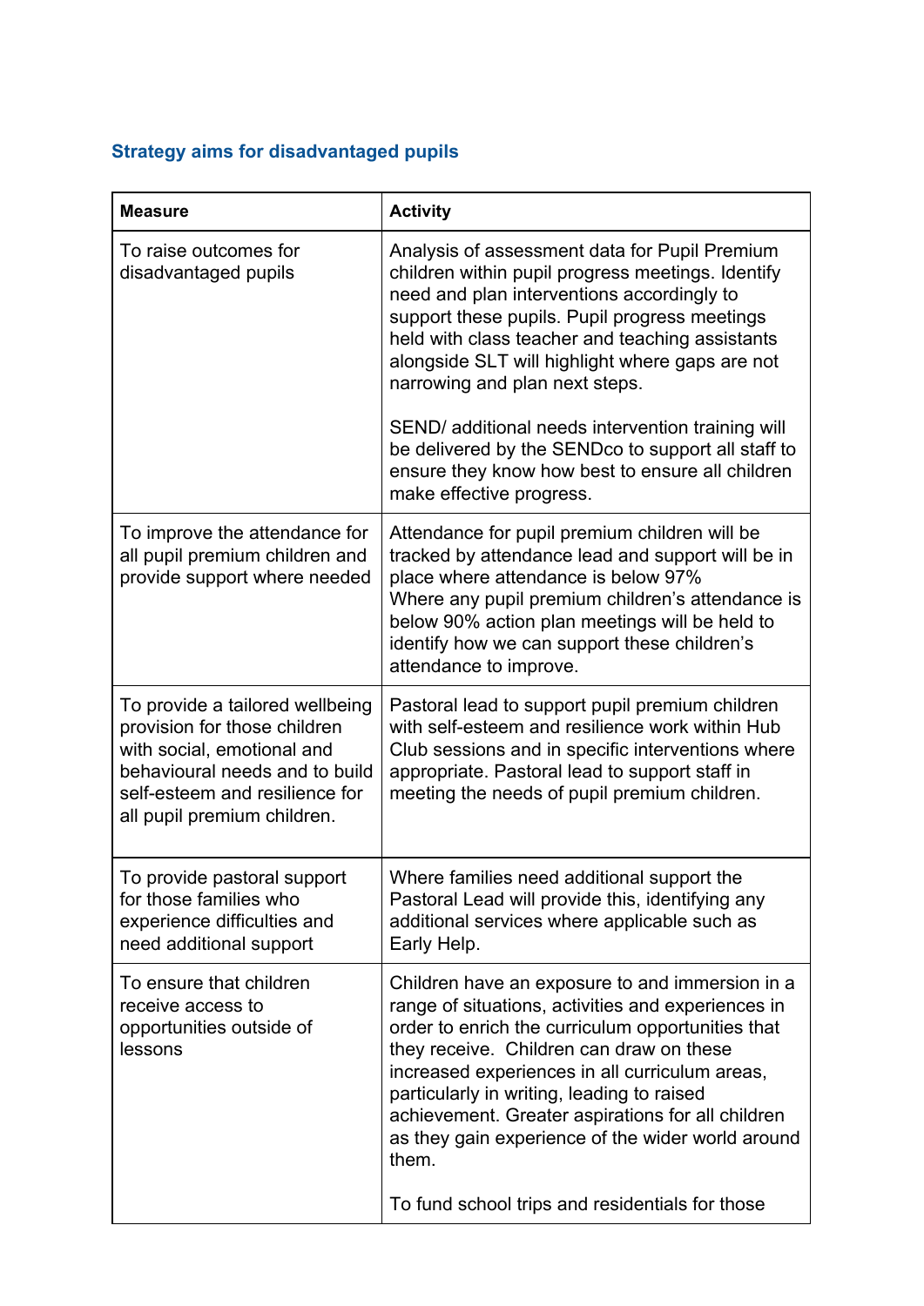### Strategy aims for disadvantaged pupils

| Measure | Activity |
|---|---|
| To raise outcomes for disadvantaged pupils | Analysis of assessment data for Pupil Premium children within pupil progress meetings. Identify need and plan interventions accordingly to support these pupils. Pupil progress meetings held with class teacher and teaching assistants alongside SLT will highlight where gaps are not narrowing and plan next steps.<br><br>SEND/ additional needs intervention training will be delivered by the SENDco to support all staff to ensure they know how best to ensure all children make effective progress. |
| To improve the attendance for all pupil premium children and provide support where needed | Attendance for pupil premium children will be tracked by attendance lead and support will be in place where attendance is below 97%<br>Where any pupil premium children's attendance is below 90% action plan meetings will be held to identify how we can support these children's attendance to improve. |
| To provide a tailored wellbeing provision for those children with social, emotional and behavioural needs and to build self-esteem and resilience for all pupil premium children. | Pastoral lead to support pupil premium children with self-esteem and resilience work within Hub Club sessions and in specific interventions where appropriate. Pastoral lead to support staff in meeting the needs of pupil premium children. |
| To provide pastoral support for those families who experience difficulties and need additional support | Where families need additional support the Pastoral Lead will provide this, identifying any additional services where applicable such as Early Help. |
| To ensure that children receive access to opportunities outside of lessons | Children have an exposure to and immersion in a range of situations, activities and experiences in order to enrich the curriculum opportunities that they receive. Children can draw on these increased experiences in all curriculum areas, particularly in writing, leading to raised achievement. Greater aspirations for all children as they gain experience of the wider world around them.<br><br>To fund school trips and residentials for those |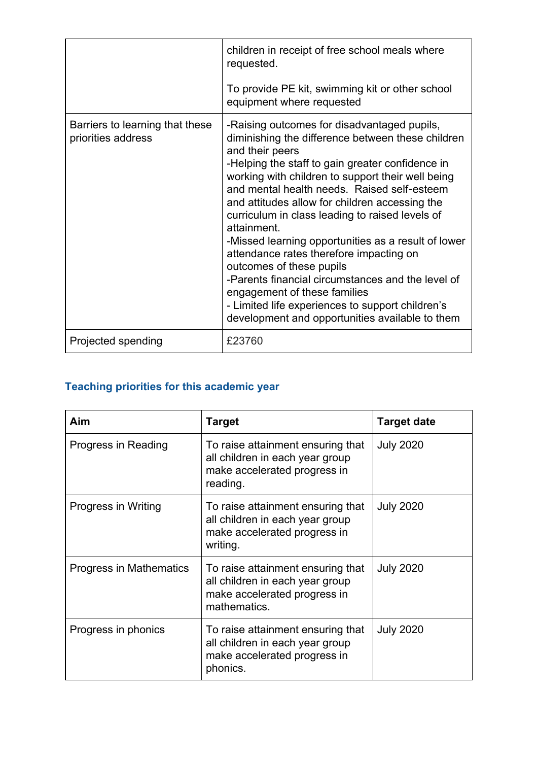| | |
|---|---|
| | children in receipt of free school meals where requested.<br><br>To provide PE kit, swimming kit or other school equipment where requested |
| Barriers to learning that these priorities address | -Raising outcomes for disadvantaged pupils, diminishing the difference between these children and their peers<br>-Helping the staff to gain greater confidence in working with children to support their well being and mental health needs. Raised self-esteem and attitudes allow for children accessing the curriculum in class leading to raised levels of attainment.<br>-Missed learning opportunities as a result of lower attendance rates therefore impacting on outcomes of these pupils<br>-Parents financial circumstances and the level of engagement of these families<br>- Limited life experiences to support children's development and opportunities available to them |
| Projected spending | £23760 |

## Teaching priorities for this academic year

| Aim | Target | Target date |
|---|---|---|
| Progress in Reading | To raise attainment ensuring that all children in each year group make accelerated progress in reading. | July 2020 |
| Progress in Writing | To raise attainment ensuring that all children in each year group make accelerated progress in writing. | July 2020 |
| Progress in Mathematics | To raise attainment ensuring that all children in each year group make accelerated progress in mathematics. | July 2020 |
| Progress in phonics | To raise attainment ensuring that all children in each year group make accelerated progress in phonics. | July 2020 |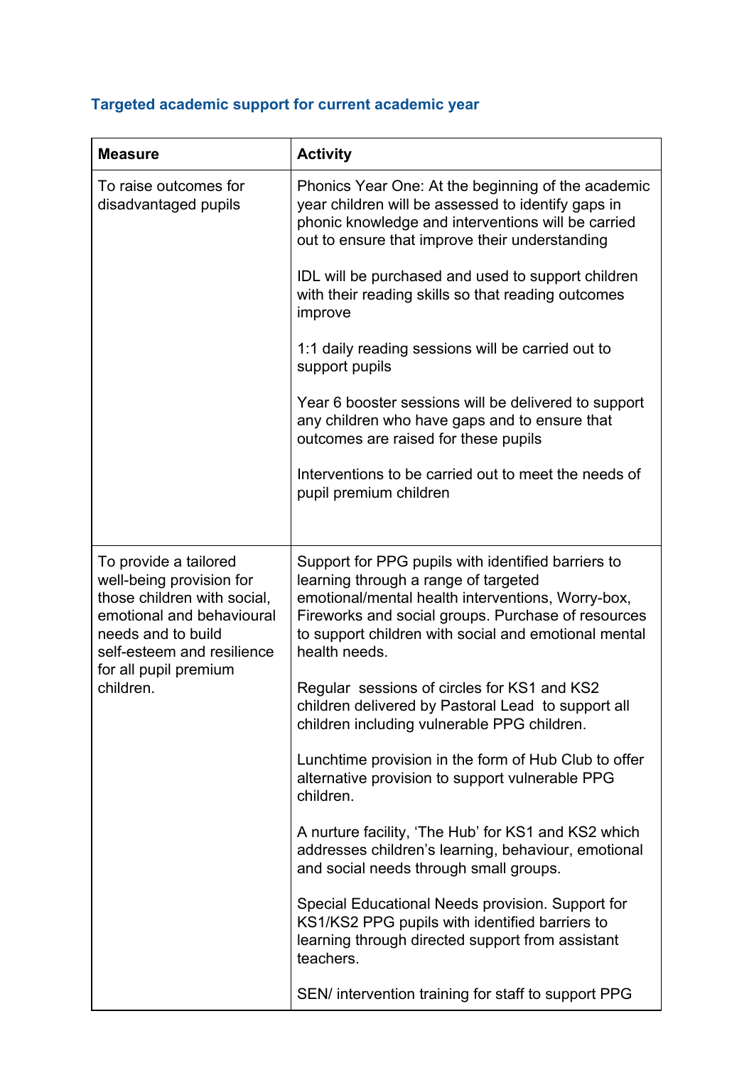## Targeted academic support for current academic year

| Measure | Activity |
|---|---|
| To raise outcomes for disadvantaged pupils | Phonics Year One: At the beginning of the academic year children will be assessed to identify gaps in phonic knowledge and interventions will be carried out to ensure that improve their understanding<br><br>IDL will be purchased and used to support children with their reading skills so that reading outcomes improve<br><br>1:1 daily reading sessions will be carried out to support pupils<br><br>Year 6 booster sessions will be delivered to support any children who have gaps and to ensure that outcomes are raised for these pupils<br><br>Interventions to be carried out to meet the needs of pupil premium children |
| To provide a tailored well-being provision for those children with social, emotional and behavioural needs and to build self-esteem and resilience for all pupil premium children. | Support for PPG pupils with identified barriers to learning through a range of targeted emotional/mental health interventions, Worry-box, Fireworks and social groups. Purchase of resources to support children with social and emotional mental health needs.<br><br>Regular sessions of circles for KS1 and KS2 children delivered by Pastoral Lead to support all children including vulnerable PPG children.<br><br>Lunchtime provision in the form of Hub Club to offer alternative provision to support vulnerable PPG children.<br><br>A nurture facility, 'The Hub' for KS1 and KS2 which addresses children's learning, behaviour, emotional and social needs through small groups.<br><br>Special Educational Needs provision. Support for KS1/KS2 PPG pupils with identified barriers to learning through directed support from assistant teachers.<br><br>SEN/ intervention training for staff to support PPG |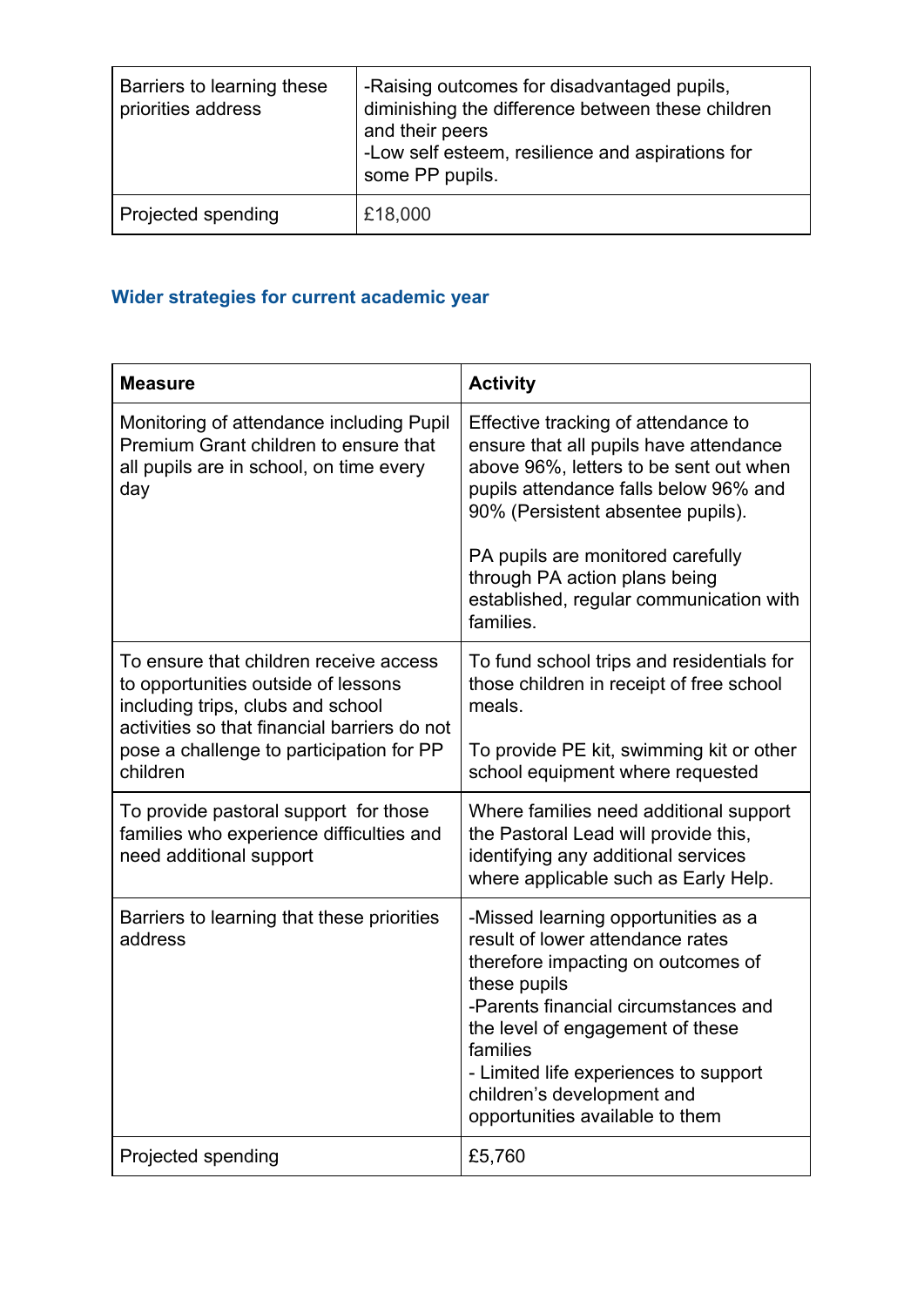| Barriers to learning these priorities address | -Raising outcomes for disadvantaged pupils, diminishing the difference between these children and their peers<br>-Low self esteem, resilience and aspirations for some PP pupils. |
|---|---|
| Projected spending | £18,000 |

## Wider strategies for current academic year

| Measure | Activity |
|---|---|
| Monitoring of attendance including Pupil Premium Grant children to ensure that all pupils are in school, on time every day | Effective tracking of attendance to ensure that all pupils have attendance above 96%, letters to be sent out when pupils attendance falls below 96% and 90% (Persistent absentee pupils).<br><br>PA pupils are monitored carefully through PA action plans being established, regular communication with families. |
| To ensure that children receive access to opportunities outside of lessons including trips, clubs and school activities so that financial barriers do not pose a challenge to participation for PP children | To fund school trips and residentials for those children in receipt of free school meals.<br><br>To provide PE kit, swimming kit or other school equipment where requested |
| To provide pastoral support for those families who experience difficulties and need additional support | Where families need additional support the Pastoral Lead will provide this, identifying any additional services where applicable such as Early Help. |
| Barriers to learning that these priorities address | -Missed learning opportunities as a result of lower attendance rates therefore impacting on outcomes of these pupils<br>-Parents financial circumstances and the level of engagement of these families<br>- Limited life experiences to support children's development and opportunities available to them |
| Projected spending | £5,760 |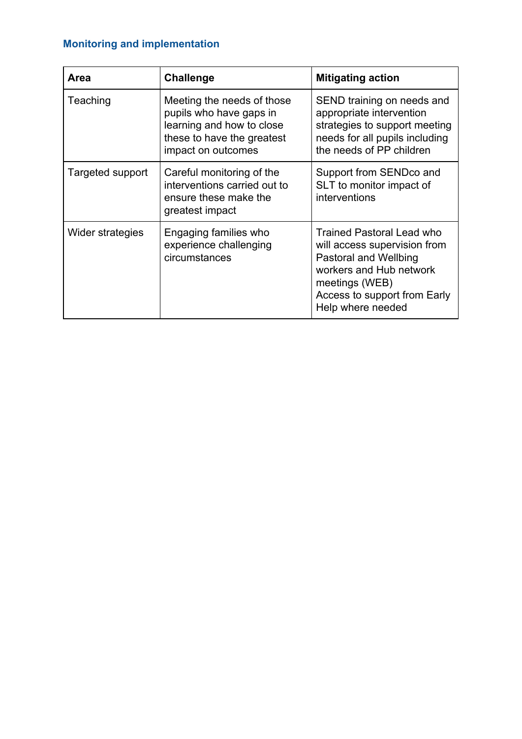## Monitoring and implementation

| Area | Challenge | Mitigating action |
| --- | --- | --- |
| Teaching | Meeting the needs of those pupils who have gaps in learning and how to close these to have the greatest impact on outcomes | SEND training on needs and appropriate intervention strategies to support meeting needs for all pupils including the needs of PP children |
| Targeted support | Careful monitoring of the interventions carried out to ensure these make the greatest impact | Support from SENDco and SLT to monitor impact of interventions |
| Wider strategies | Engaging families who experience challenging circumstances | Trained Pastoral Lead who will access supervision from Pastoral and Wellbing workers and Hub network meetings (WEB)<br>Access to support from Early Help where needed |